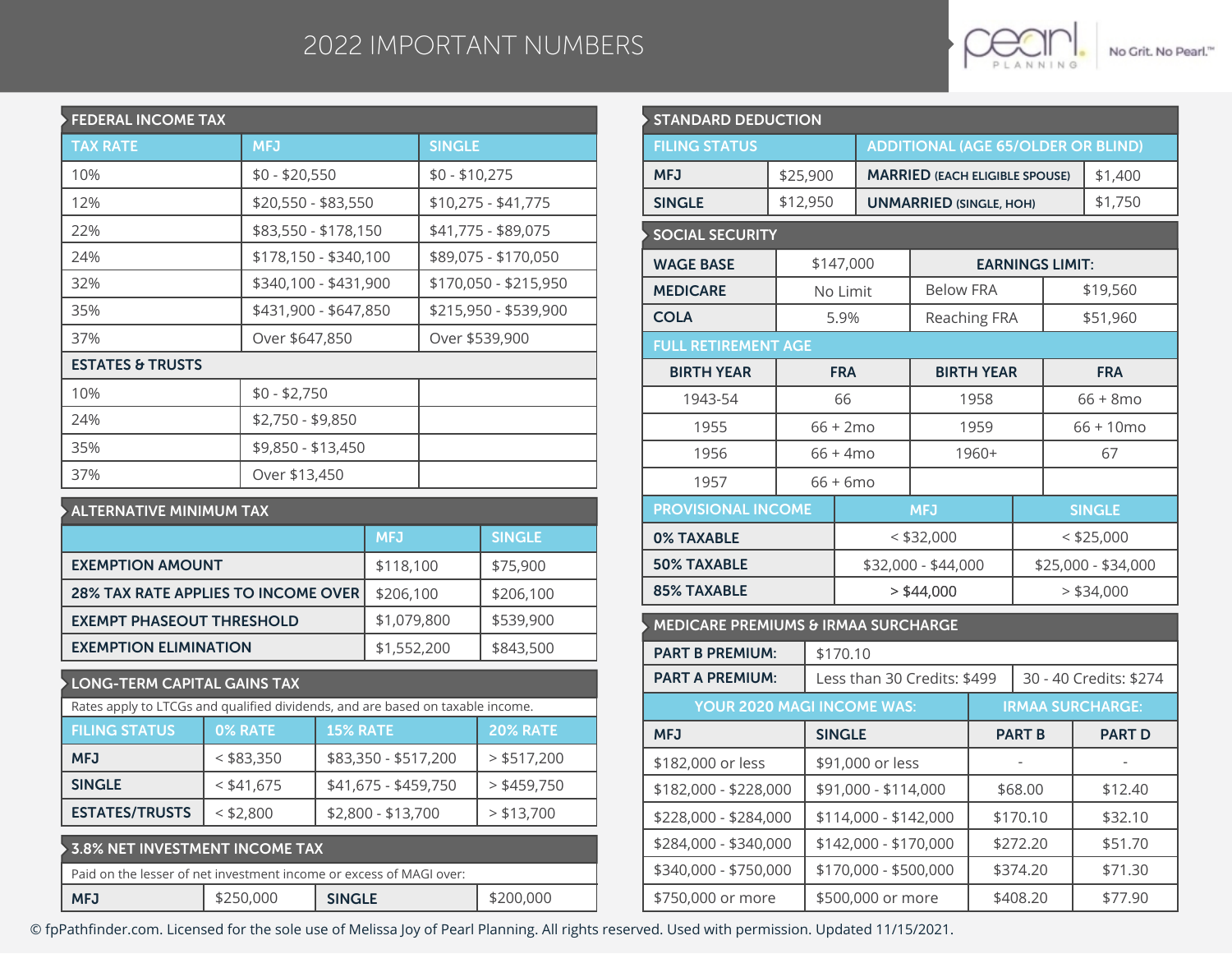# 2022 IMPORTANT NUMBERS

Pearl Planning — No Grit. No Pearl.™

## FEDERAL INCOME TAX

| TAX RATE | MFJ | SINGLE |
|---|---|---|
| 10% | $0 - $20,550 | $0 - $10,275 |
| 12% | $20,550 - $83,550 | $10,275 - $41,775 |
| 22% | $83,550 - $178,150 | $41,775 - $89,075 |
| 24% | $178,150 - $340,100 | $89,075 - $170,050 |
| 32% | $340,100 - $431,900 | $170,050 - $215,950 |
| 35% | $431,900 - $647,850 | $215,950 - $539,900 |
| 37% | Over $647,850 | Over $539,900 |
| **ESTATES & TRUSTS** | | |
| 10% | $0 - $2,750 | |
| 24% | $2,750 - $9,850 | |
| 35% | $9,850 - $13,450 | |
| 37% | Over $13,450 | |

## ALTERNATIVE MINIMUM TAX

| | MFJ | SINGLE |
|---|---|---|
| **EXEMPTION AMOUNT** | $118,100 | $75,900 |
| **28% TAX RATE APPLIES TO INCOME OVER** | $206,100 | $206,100 |
| **EXEMPT PHASEOUT THRESHOLD** | $1,079,800 | $539,900 |
| **EXEMPTION ELIMINATION** | $1,552,200 | $843,500 |

## LONG-TERM CAPITAL GAINS TAX

Rates apply to LTCGs and qualified dividends, and are based on taxable income.

| FILING STATUS | 0% RATE | 15% RATE | 20% RATE |
|---|---|---|---|
| **MFJ** | < $83,350 | $83,350 - $517,200 | > $517,200 |
| **SINGLE** | < $41,675 | $41,675 - $459,750 | > $459,750 |
| **ESTATES/TRUSTS** | < $2,800 | $2,800 - $13,700 | > $13,700 |

## 3.8% NET INVESTMENT INCOME TAX

Paid on the lesser of net investment income or excess of MAGI over:

| MFJ | $250,000 | SINGLE | $200,000 |
|---|---|---|---|

## STANDARD DEDUCTION

| FILING STATUS | | ADDITIONAL (AGE 65/OLDER OR BLIND) | |
|---|---|---|---|
| **MFJ** | $25,900 | **MARRIED** (EACH ELIGIBLE SPOUSE) | $1,400 |
| **SINGLE** | $12,950 | **UNMARRIED** (SINGLE, HOH) | $1,750 |

## SOCIAL SECURITY

| | | EARNINGS LIMIT: | |
|---|---|---|---|
| **WAGE BASE** | $147,000 | | |
| **MEDICARE** | No Limit | Below FRA | $19,560 |
| **COLA** | 5.9% | Reaching FRA | $51,960 |

### FULL RETIREMENT AGE

| BIRTH YEAR | FRA | BIRTH YEAR | FRA |
|---|---|---|---|
| 1943-54 | 66 | 1958 | 66 + 8mo |
| 1955 | 66 + 2mo | 1959 | 66 + 10mo |
| 1956 | 66 + 4mo | 1960+ | 67 |
| 1957 | 66 + 6mo | | |

| PROVISIONAL INCOME | MFJ | SINGLE |
|---|---|---|
| **0% TAXABLE** | < $32,000 | < $25,000 |
| **50% TAXABLE** | $32,000 - $44,000 | $25,000 - $34,000 |
| **85% TAXABLE** | > $44,000 | > $34,000 |

## MEDICARE PREMIUMS & IRMAA SURCHARGE

| | | |
|---|---|---|
| **PART B PREMIUM:** | $170.10 | |
| **PART A PREMIUM:** | Less than 30 Credits: $499 | 30 - 40 Credits: $274 |

| YOUR 2020 MAGI INCOME WAS: | | IRMAA SURCHARGE: | |
|---|---|---|---|
| **MFJ** | **SINGLE** | **PART B** | **PART D** |
| $182,000 or less | $91,000 or less | - | - |
| $182,000 - $228,000 | $91,000 - $114,000 | $68.00 | $12.40 |
| $228,000 - $284,000 | $114,000 - $142,000 | $170.10 | $32.10 |
| $284,000 - $340,000 | $142,000 - $170,000 | $272.20 | $51.70 |
| $340,000 - $750,000 | $170,000 - $500,000 | $374.20 | $71.30 |
| $750,000 or more | $500,000 or more | $408.20 | $77.90 |

© fpPathfinder.com. Licensed for the sole use of Melissa Joy of Pearl Planning. All rights reserved. Used with permission. Updated 11/15/2021.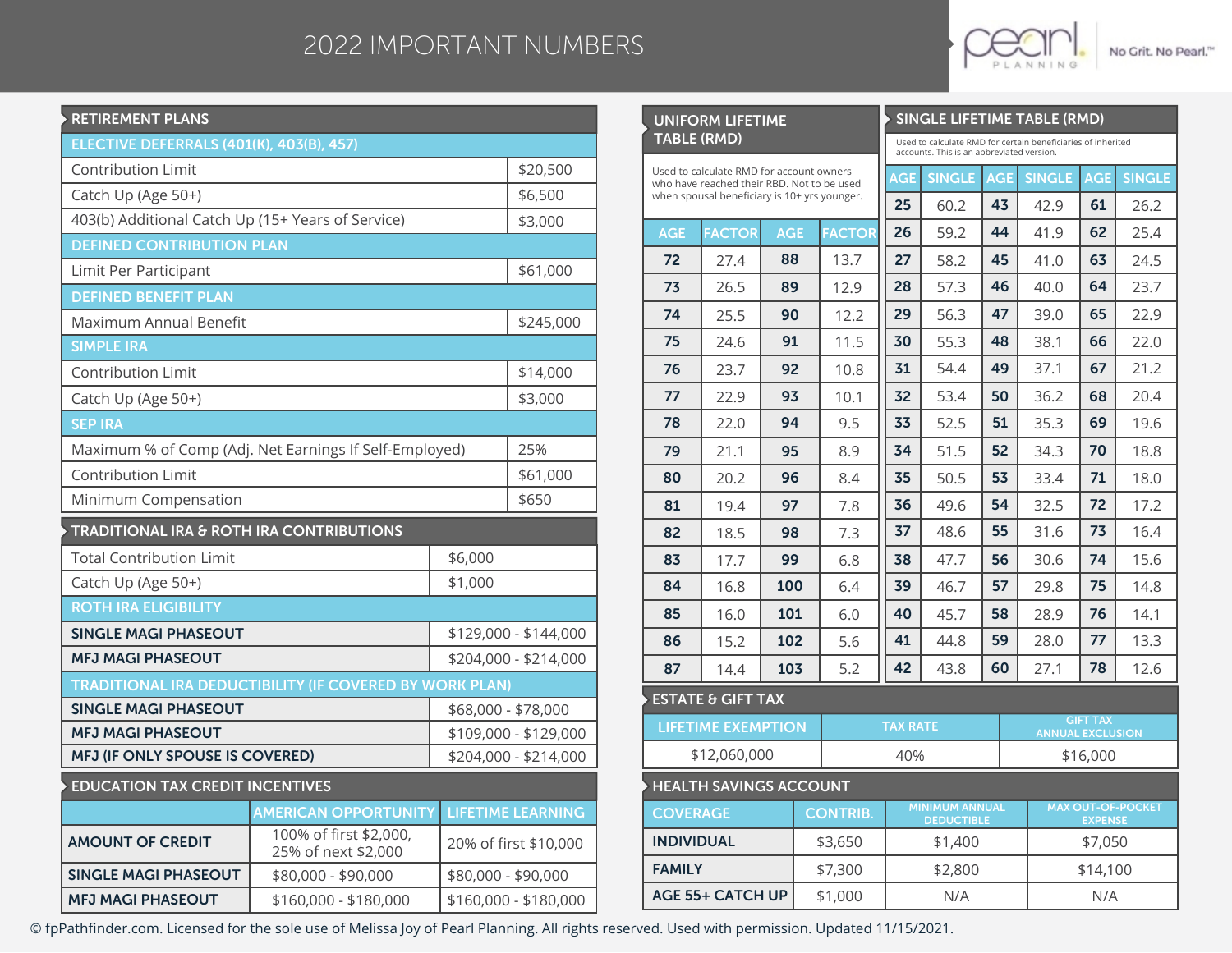# 2022 IMPORTANT NUMBERS

Pearl Planning — No Grit. No Pearl.™

## RETIREMENT PLANS

| ELECTIVE DEFERRALS (401(K), 403(B), 457) | |
|---|---|
| Contribution Limit | $20,500 |
| Catch Up (Age 50+) | $6,500 |
| 403(b) Additional Catch Up (15+ Years of Service) | $3,000 |
| **DEFINED CONTRIBUTION PLAN** | |
| Limit Per Participant | $61,000 |
| **DEFINED BENEFIT PLAN** | |
| Maximum Annual Benefit | $245,000 |
| **SIMPLE IRA** | |
| Contribution Limit | $14,000 |
| Catch Up (Age 50+) | $3,000 |
| **SEP IRA** | |
| Maximum % of Comp (Adj. Net Earnings If Self-Employed) | 25% |
| Contribution Limit | $61,000 |
| Minimum Compensation | $650 |

## TRADITIONAL IRA & ROTH IRA CONTRIBUTIONS

| | |
|---|---|
| Total Contribution Limit | $6,000 |
| Catch Up (Age 50+) | $1,000 |
| **ROTH IRA ELIGIBILITY** | |
| **SINGLE MAGI PHASEOUT** | $129,000 - $144,000 |
| **MFJ MAGI PHASEOUT** | $204,000 - $214,000 |
| **TRADITIONAL IRA DEDUCTIBILITY (IF COVERED BY WORK PLAN)** | |
| **SINGLE MAGI PHASEOUT** | $68,000 - $78,000 |
| **MFJ MAGI PHASEOUT** | $109,000 - $129,000 |
| **MFJ (IF ONLY SPOUSE IS COVERED)** | $204,000 - $214,000 |

## EDUCATION TAX CREDIT INCENTIVES

| | AMERICAN OPPORTUNITY | LIFETIME LEARNING |
|---|---|---|
| **AMOUNT OF CREDIT** | 100% of first $2,000, 25% of next $2,000 | 20% of first $10,000 |
| **SINGLE MAGI PHASEOUT** | $80,000 - $90,000 | $80,000 - $90,000 |
| **MFJ MAGI PHASEOUT** | $160,000 - $180,000 | $160,000 - $180,000 |

## UNIFORM LIFETIME TABLE (RMD)

Used to calculate RMD for account owners who have reached their RBD. Not to be used when spousal beneficiary is 10+ yrs younger.

| AGE | FACTOR | AGE | FACTOR |
|---|---|---|---|
| 72 | 27.4 | 88 | 13.7 |
| 73 | 26.5 | 89 | 12.9 |
| 74 | 25.5 | 90 | 12.2 |
| 75 | 24.6 | 91 | 11.5 |
| 76 | 23.7 | 92 | 10.8 |
| 77 | 22.9 | 93 | 10.1 |
| 78 | 22.0 | 94 | 9.5 |
| 79 | 21.1 | 95 | 8.9 |
| 80 | 20.2 | 96 | 8.4 |
| 81 | 19.4 | 97 | 7.8 |
| 82 | 18.5 | 98 | 7.3 |
| 83 | 17.7 | 99 | 6.8 |
| 84 | 16.8 | 100 | 6.4 |
| 85 | 16.0 | 101 | 6.0 |
| 86 | 15.2 | 102 | 5.6 |
| 87 | 14.4 | 103 | 5.2 |

## SINGLE LIFETIME TABLE (RMD)

Used to calculate RMD for certain beneficiaries of inherited accounts. This is an abbreviated version.

| AGE | SINGLE | AGE | SINGLE | AGE | SINGLE |
|---|---|---|---|---|---|
| 25 | 60.2 | 43 | 42.9 | 61 | 26.2 |
| 26 | 59.2 | 44 | 41.9 | 62 | 25.4 |
| 27 | 58.2 | 45 | 41.0 | 63 | 24.5 |
| 28 | 57.3 | 46 | 40.0 | 64 | 23.7 |
| 29 | 56.3 | 47 | 39.0 | 65 | 22.9 |
| 30 | 55.3 | 48 | 38.1 | 66 | 22.0 |
| 31 | 54.4 | 49 | 37.1 | 67 | 21.2 |
| 32 | 53.4 | 50 | 36.2 | 68 | 20.4 |
| 33 | 52.5 | 51 | 35.3 | 69 | 19.6 |
| 34 | 51.5 | 52 | 34.3 | 70 | 18.8 |
| 35 | 50.5 | 53 | 33.4 | 71 | 18.0 |
| 36 | 49.6 | 54 | 32.5 | 72 | 17.2 |
| 37 | 48.6 | 55 | 31.6 | 73 | 16.4 |
| 38 | 47.7 | 56 | 30.6 | 74 | 15.6 |
| 39 | 46.7 | 57 | 29.8 | 75 | 14.8 |
| 40 | 45.7 | 58 | 28.9 | 76 | 14.1 |
| 41 | 44.8 | 59 | 28.0 | 77 | 13.3 |
| 42 | 43.8 | 60 | 27.1 | 78 | 12.6 |

## ESTATE & GIFT TAX

| LIFETIME EXEMPTION | TAX RATE | GIFT TAX ANNUAL EXCLUSION |
|---|---|---|
| $12,060,000 | 40% | $16,000 |

## HEALTH SAVINGS ACCOUNT

| COVERAGE | CONTRIB. | MINIMUM ANNUAL DEDUCTIBLE | MAX OUT-OF-POCKET EXPENSE |
|---|---|---|---|
| **INDIVIDUAL** | $3,650 | $1,400 | $7,050 |
| **FAMILY** | $7,300 | $2,800 | $14,100 |
| **AGE 55+ CATCH UP** | $1,000 | N/A | N/A |

© fpPathfinder.com. Licensed for the sole use of Melissa Joy of Pearl Planning. All rights reserved. Used with permission. Updated 11/15/2021.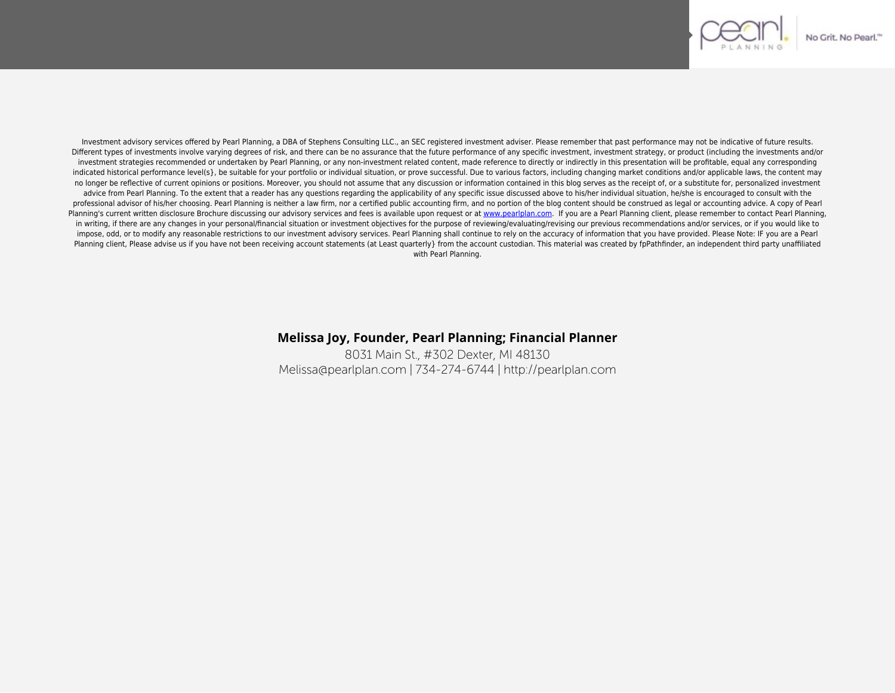Investment advisory services offered by Pearl Planning, a DBA of Stephens Consulting LLC., an SEC registered investment adviser. Please remember that past performance may not be indicative of future results. Different types of investments involve varying degrees of risk, and there can be no assurance that the future performance of any specific investment, investment strategy, or product (including the investments and/or investment strategies recommended or undertaken by Pearl Planning, or any non-investment related content, made reference to directly or indirectly in this presentation will be profitable, equal any corresponding indicated historical performance level(s}, be suitable for your portfolio or individual situation, or prove successful. Due to various factors, including changing market conditions and/or applicable laws, the content may no longer be reflective of current opinions or positions. Moreover, you should not assume that any discussion or information contained in this blog serves as the receipt of, or a substitute for, personalized investment advice from Pearl Planning. To the extent that a reader has any questions regarding the applicability of any specific issue discussed above to his/her individual situation, he/she is encouraged to consult with the professional advisor of his/her choosing. Pearl Planning is neither a law firm, nor a certified public accounting firm, and no portion of the blog content should be construed as legal or accounting advice. A copy of Pearl Planning's current written disclosure Brochure discussing our advisory services and fees is available upon request or at www.pearlplan.com. If you are a Pearl Planning client, please remember to contact Pearl Planning, in writing, if there are any changes in your personal/financial situation or investment objectives for the purpose of reviewing/evaluating/revising our previous recommendations and/or services, or if you would like to impose, odd, or to modify any reasonable restrictions to our investment advisory services. Pearl Planning shall continue to rely on the accuracy of information that you have provided. Please Note: IF you are a Pearl Planning client, Please advise us if you have not been receiving account statements (at Least quarterly} from the account custodian. This material was created by fpPathfinder, an independent third party unaffiliated with Pearl Planning.

**Melissa Joy, Founder, Pearl Planning; Financial Planner**

8031 Main St., #302 Dexter, MI 48130

Melissa@pearlplan.com | 734-274-6744 | http://pearlplan.com